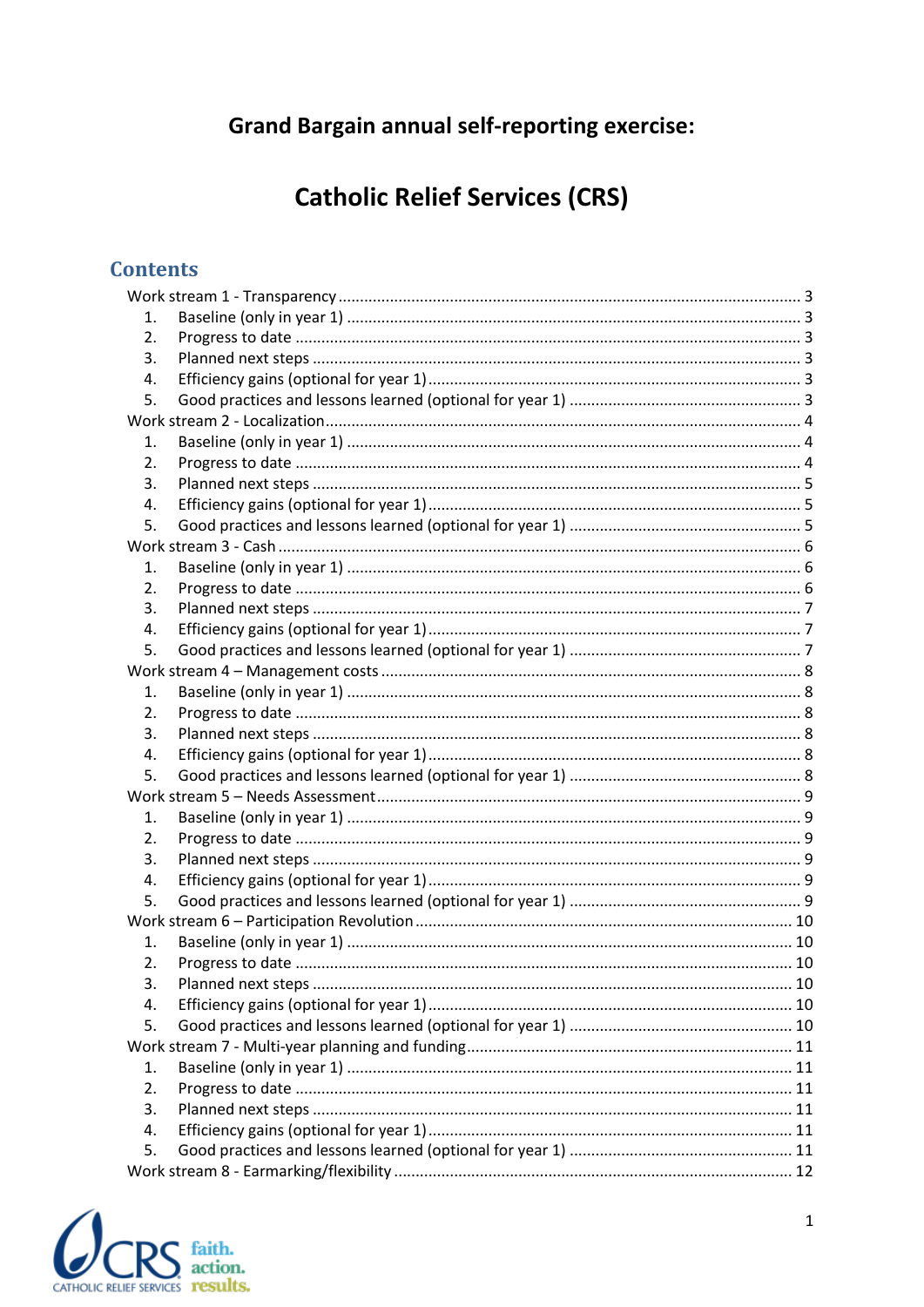# Grand Bargain annual self-reporting exercise:

# Catholic Relief Services (CRS)

## Contents

Work stream 1 - Transparency ........................................................................................................ 3
1. Baseline (only in year 1) ........................................................................................................ 3
2. Progress to date ..................................................................................................................... 3
3. Planned next steps ................................................................................................................. 3
4. Efficiency gains (optional for year 1) ...................................................................................... 3
5. Good practices and lessons learned (optional for year 1) ...................................................... 3

Work stream 2 - Localization............................................................................................................ 4
1. Baseline (only in year 1) ........................................................................................................ 4
2. Progress to date ..................................................................................................................... 4
3. Planned next steps ................................................................................................................. 5
4. Efficiency gains (optional for year 1) ...................................................................................... 5
5. Good practices and lessons learned (optional for year 1) ...................................................... 5

Work stream 3 - Cash ...................................................................................................................... 6
1. Baseline (only in year 1) ........................................................................................................ 6
2. Progress to date ..................................................................................................................... 6
3. Planned next steps ................................................................................................................. 7
4. Efficiency gains (optional for year 1) ...................................................................................... 7
5. Good practices and lessons learned (optional for year 1) ...................................................... 7

Work stream 4 – Management costs ............................................................................................... 8
1. Baseline (only in year 1) ........................................................................................................ 8
2. Progress to date ..................................................................................................................... 8
3. Planned next steps ................................................................................................................. 8
4. Efficiency gains (optional for year 1) ...................................................................................... 8
5. Good practices and lessons learned (optional for year 1) ...................................................... 8

Work stream 5 – Needs Assessment................................................................................................ 9
1. Baseline (only in year 1) ........................................................................................................ 9
2. Progress to date ..................................................................................................................... 9
3. Planned next steps ................................................................................................................. 9
4. Efficiency gains (optional for year 1) ...................................................................................... 9
5. Good practices and lessons learned (optional for year 1) ...................................................... 9

Work stream 6 – Participation Revolution ...................................................................................... 10
1. Baseline (only in year 1) ...................................................................................................... 10
2. Progress to date ................................................................................................................... 10
3. Planned next steps ............................................................................................................... 10
4. Efficiency gains (optional for year 1) .................................................................................... 10
5. Good practices and lessons learned (optional for year 1) .................................................... 10

Work stream 7 - Multi-year planning and funding.......................................................................... 11
1. Baseline (only in year 1) ...................................................................................................... 11
2. Progress to date ................................................................................................................... 11
3. Planned next steps ............................................................................................................... 11
4. Efficiency gains (optional for year 1) .................................................................................... 11
5. Good practices and lessons learned (optional for year 1) .................................................... 11

Work stream 8 - Earmarking/flexibility ........................................................................................... 12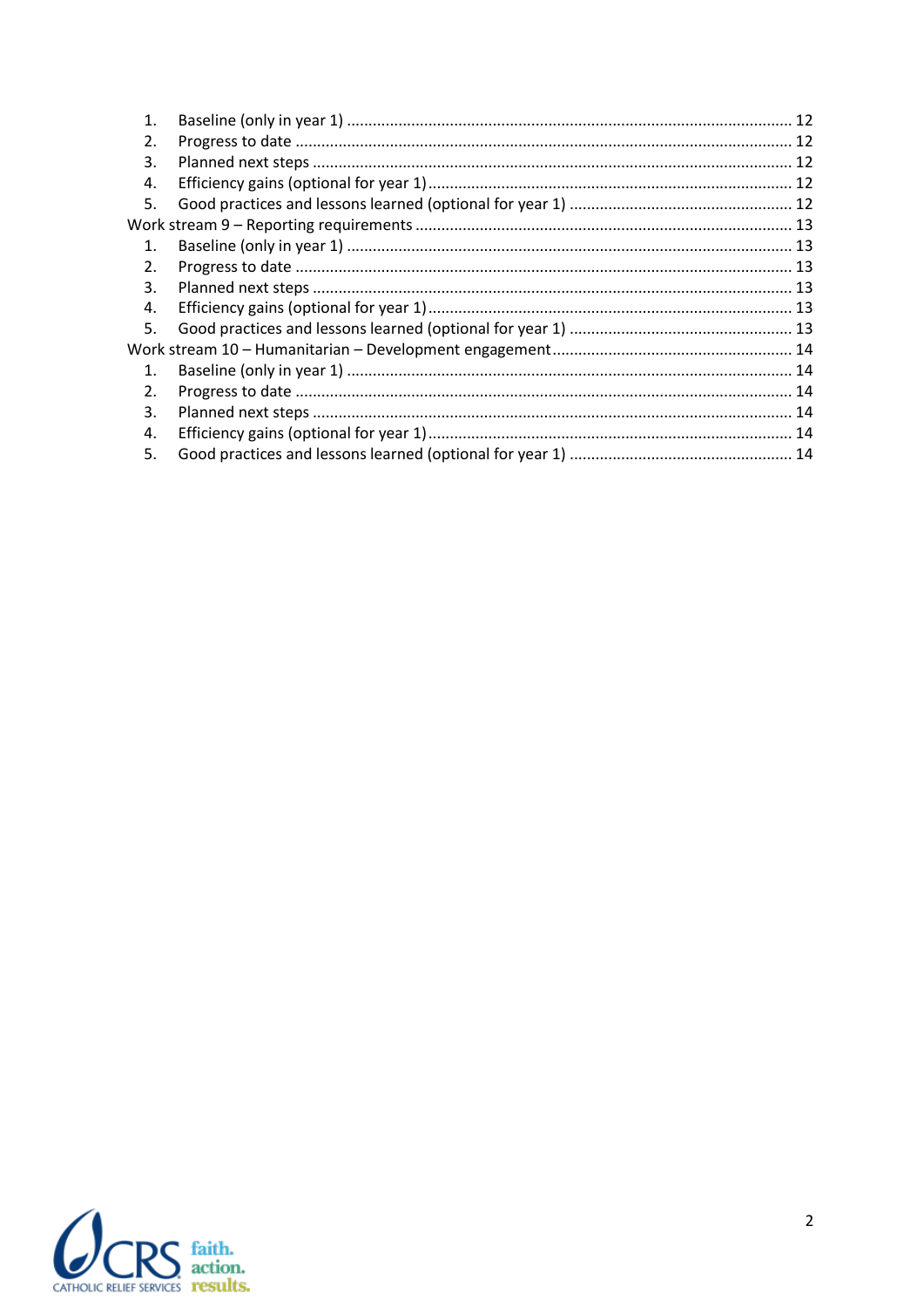1. Baseline (only in year 1) ........................................................................................ 12
2. Progress to date ........................................................................................ 12
3. Planned next steps ........................................................................................ 12
4. Efficiency gains (optional for year 1) ........................................................................................ 12
5. Good practices and lessons learned (optional for year 1) ........................................................................................ 12

Work stream 9 – Reporting requirements ........................................................................................ 13

1. Baseline (only in year 1) ........................................................................................ 13
2. Progress to date ........................................................................................ 13
3. Planned next steps ........................................................................................ 13
4. Efficiency gains (optional for year 1) ........................................................................................ 13
5. Good practices and lessons learned (optional for year 1) ........................................................................................ 13

Work stream 10 – Humanitarian – Development engagement ........................................................................................ 14

1. Baseline (only in year 1) ........................................................................................ 14
2. Progress to date ........................................................................................ 14
3. Planned next steps ........................................................................................ 14
4. Efficiency gains (optional for year 1) ........................................................................................ 14
5. Good practices and lessons learned (optional for year 1) ........................................................................................ 14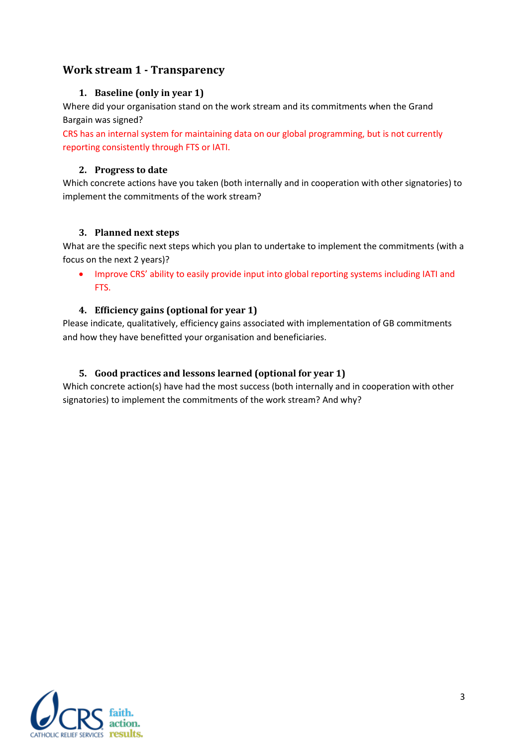## Work stream 1 - Transparency

### 1. Baseline (only in year 1)

Where did your organisation stand on the work stream and its commitments when the Grand Bargain was signed?

CRS has an internal system for maintaining data on our global programming, but is not currently reporting consistently through FTS or IATI.

### 2. Progress to date

Which concrete actions have you taken (both internally and in cooperation with other signatories) to implement the commitments of the work stream?

### 3. Planned next steps

What are the specific next steps which you plan to undertake to implement the commitments (with a focus on the next 2 years)?

- Improve CRS' ability to easily provide input into global reporting systems including IATI and FTS.

### 4. Efficiency gains (optional for year 1)

Please indicate, qualitatively, efficiency gains associated with implementation of GB commitments and how they have benefitted your organisation and beneficiaries.

### 5. Good practices and lessons learned (optional for year 1)

Which concrete action(s) have had the most success (both internally and in cooperation with other signatories) to implement the commitments of the work stream? And why?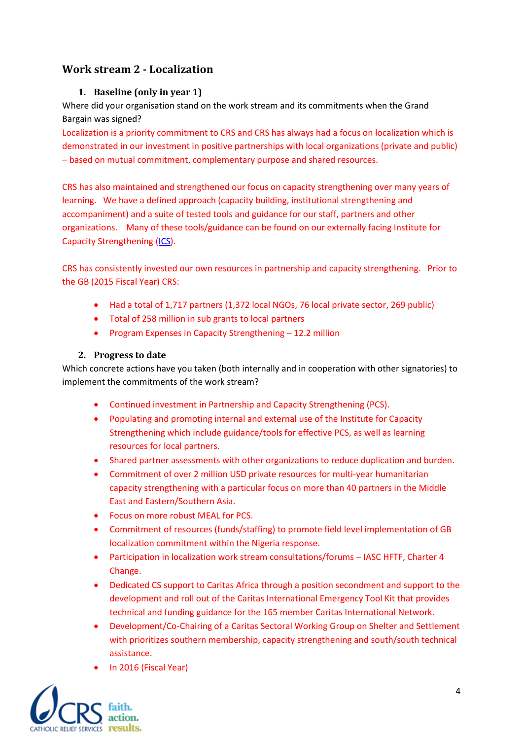## Work stream 2 - Localization

### 1. Baseline (only in year 1)

Where did your organisation stand on the work stream and its commitments when the Grand Bargain was signed?

Localization is a priority commitment to CRS and CRS has always had a focus on localization which is demonstrated in our investment in positive partnerships with local organizations (private and public) – based on mutual commitment, complementary purpose and shared resources.

CRS has also maintained and strengthened our focus on capacity strengthening over many years of learning. We have a defined approach (capacity building, institutional strengthening and accompaniment) and a suite of tested tools and guidance for our staff, partners and other organizations. Many of these tools/guidance can be found on our externally facing Institute for Capacity Strengthening (ICS).

CRS has consistently invested our own resources in partnership and capacity strengthening. Prior to the GB (2015 Fiscal Year) CRS:

- Had a total of 1,717 partners (1,372 local NGOs, 76 local private sector, 269 public)
- Total of 258 million in sub grants to local partners
- Program Expenses in Capacity Strengthening – 12.2 million

### 2. Progress to date

Which concrete actions have you taken (both internally and in cooperation with other signatories) to implement the commitments of the work stream?

- Continued investment in Partnership and Capacity Strengthening (PCS).
- Populating and promoting internal and external use of the Institute for Capacity Strengthening which include guidance/tools for effective PCS, as well as learning resources for local partners.
- Shared partner assessments with other organizations to reduce duplication and burden.
- Commitment of over 2 million USD private resources for multi-year humanitarian capacity strengthening with a particular focus on more than 40 partners in the Middle East and Eastern/Southern Asia.
- Focus on more robust MEAL for PCS.
- Commitment of resources (funds/staffing) to promote field level implementation of GB localization commitment within the Nigeria response.
- Participation in localization work stream consultations/forums – IASC HFTF, Charter 4 Change.
- Dedicated CS support to Caritas Africa through a position secondment and support to the development and roll out of the Caritas International Emergency Tool Kit that provides technical and funding guidance for the 165 member Caritas International Network.
- Development/Co-Chairing of a Caritas Sectoral Working Group on Shelter and Settlement with prioritizes southern membership, capacity strengthening and south/south technical assistance.
- In 2016 (Fiscal Year)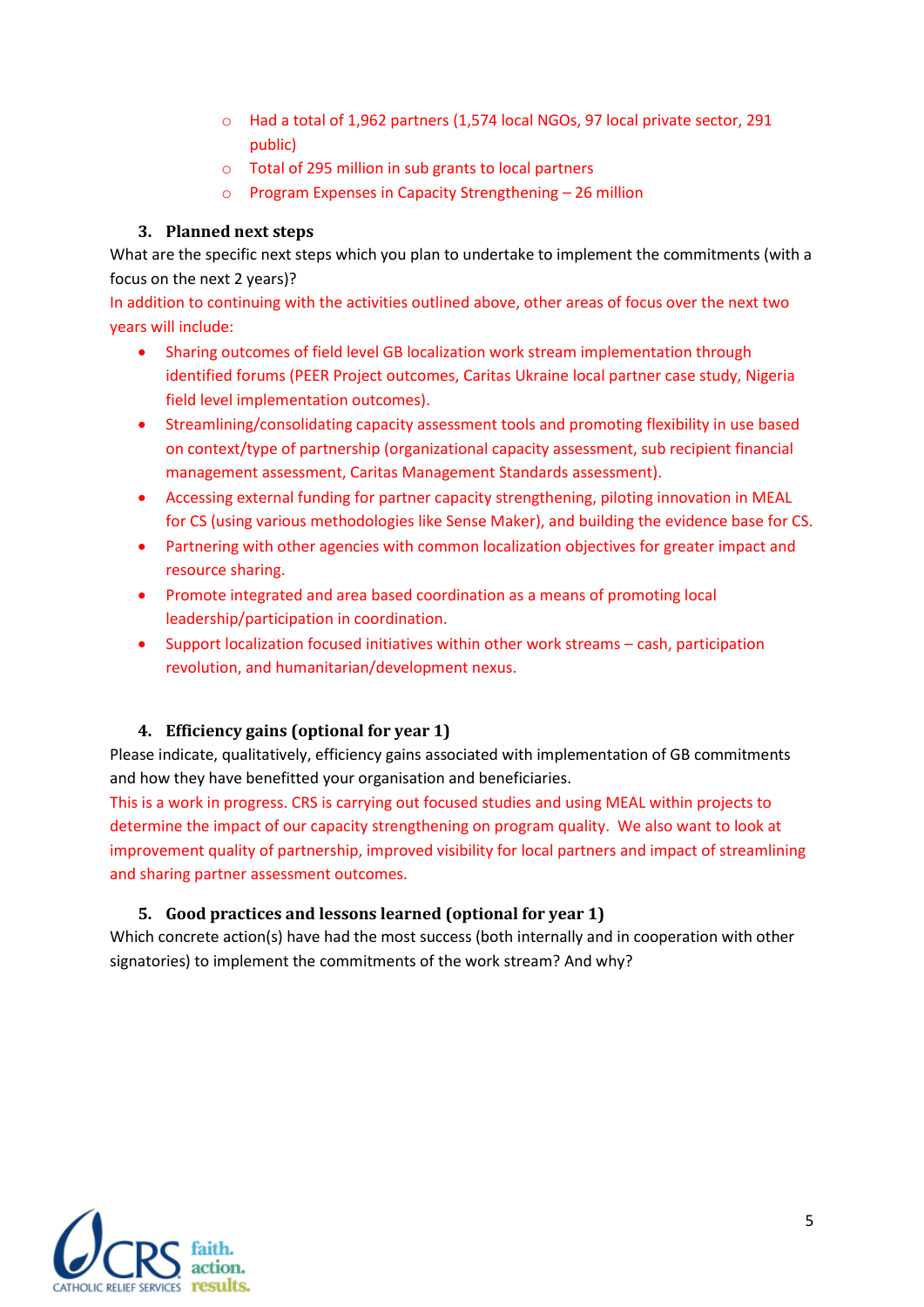- Had a total of 1,962 partners (1,574 local NGOs, 97 local private sector, 291 public)
- Total of 295 million in sub grants to local partners
- Program Expenses in Capacity Strengthening – 26 million

### 3. Planned next steps

What are the specific next steps which you plan to undertake to implement the commitments (with a focus on the next 2 years)?

In addition to continuing with the activities outlined above, other areas of focus over the next two years will include:

- Sharing outcomes of field level GB localization work stream implementation through identified forums (PEER Project outcomes, Caritas Ukraine local partner case study, Nigeria field level implementation outcomes).
- Streamlining/consolidating capacity assessment tools and promoting flexibility in use based on context/type of partnership (organizational capacity assessment, sub recipient financial management assessment, Caritas Management Standards assessment).
- Accessing external funding for partner capacity strengthening, piloting innovation in MEAL for CS (using various methodologies like Sense Maker), and building the evidence base for CS.
- Partnering with other agencies with common localization objectives for greater impact and resource sharing.
- Promote integrated and area based coordination as a means of promoting local leadership/participation in coordination.
- Support localization focused initiatives within other work streams – cash, participation revolution, and humanitarian/development nexus.

### 4. Efficiency gains (optional for year 1)

Please indicate, qualitatively, efficiency gains associated with implementation of GB commitments and how they have benefitted your organisation and beneficiaries.

This is a work in progress. CRS is carrying out focused studies and using MEAL within projects to determine the impact of our capacity strengthening on program quality. We also want to look at improvement quality of partnership, improved visibility for local partners and impact of streamlining and sharing partner assessment outcomes.

### 5. Good practices and lessons learned (optional for year 1)

Which concrete action(s) have had the most success (both internally and in cooperation with other signatories) to implement the commitments of the work stream? And why?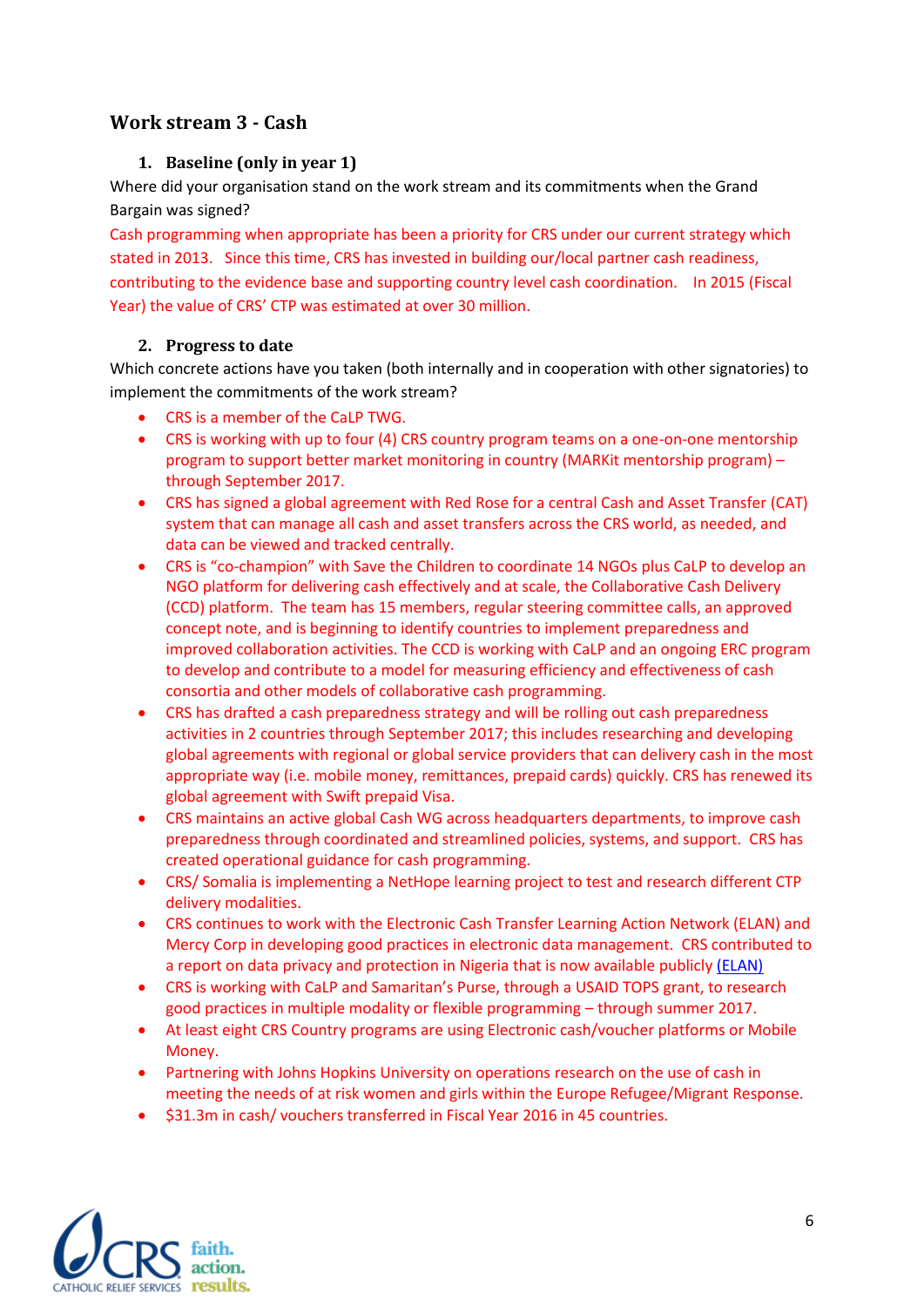## Work stream 3 - Cash

### 1. Baseline (only in year 1)

Where did your organisation stand on the work stream and its commitments when the Grand Bargain was signed?

Cash programming when appropriate has been a priority for CRS under our current strategy which stated in 2013. Since this time, CRS has invested in building our/local partner cash readiness, contributing to the evidence base and supporting country level cash coordination. In 2015 (Fiscal Year) the value of CRS' CTP was estimated at over 30 million.

### 2. Progress to date

Which concrete actions have you taken (both internally and in cooperation with other signatories) to implement the commitments of the work stream?

- CRS is a member of the CaLP TWG.
- CRS is working with up to four (4) CRS country program teams on a one-on-one mentorship program to support better market monitoring in country (MARKit mentorship program) – through September 2017.
- CRS has signed a global agreement with Red Rose for a central Cash and Asset Transfer (CAT) system that can manage all cash and asset transfers across the CRS world, as needed, and data can be viewed and tracked centrally.
- CRS is "co-champion" with Save the Children to coordinate 14 NGOs plus CaLP to develop an NGO platform for delivering cash effectively and at scale, the Collaborative Cash Delivery (CCD) platform. The team has 15 members, regular steering committee calls, an approved concept note, and is beginning to identify countries to implement preparedness and improved collaboration activities. The CCD is working with CaLP and an ongoing ERC program to develop and contribute to a model for measuring efficiency and effectiveness of cash consortia and other models of collaborative cash programming.
- CRS has drafted a cash preparedness strategy and will be rolling out cash preparedness activities in 2 countries through September 2017; this includes researching and developing global agreements with regional or global service providers that can delivery cash in the most appropriate way (i.e. mobile money, remittances, prepaid cards) quickly. CRS has renewed its global agreement with Swift prepaid Visa.
- CRS maintains an active global Cash WG across headquarters departments, to improve cash preparedness through coordinated and streamlined policies, systems, and support. CRS has created operational guidance for cash programming.
- CRS/ Somalia is implementing a NetHope learning project to test and research different CTP delivery modalities.
- CRS continues to work with the Electronic Cash Transfer Learning Action Network (ELAN) and Mercy Corp in developing good practices in electronic data management. CRS contributed to a report on data privacy and protection in Nigeria that is now available publicly (ELAN)
- CRS is working with CaLP and Samaritan's Purse, through a USAID TOPS grant, to research good practices in multiple modality or flexible programming – through summer 2017.
- At least eight CRS Country programs are using Electronic cash/voucher platforms or Mobile Money.
- Partnering with Johns Hopkins University on operations research on the use of cash in meeting the needs of at risk women and girls within the Europe Refugee/Migrant Response.
- $31.3m in cash/ vouchers transferred in Fiscal Year 2016 in 45 countries.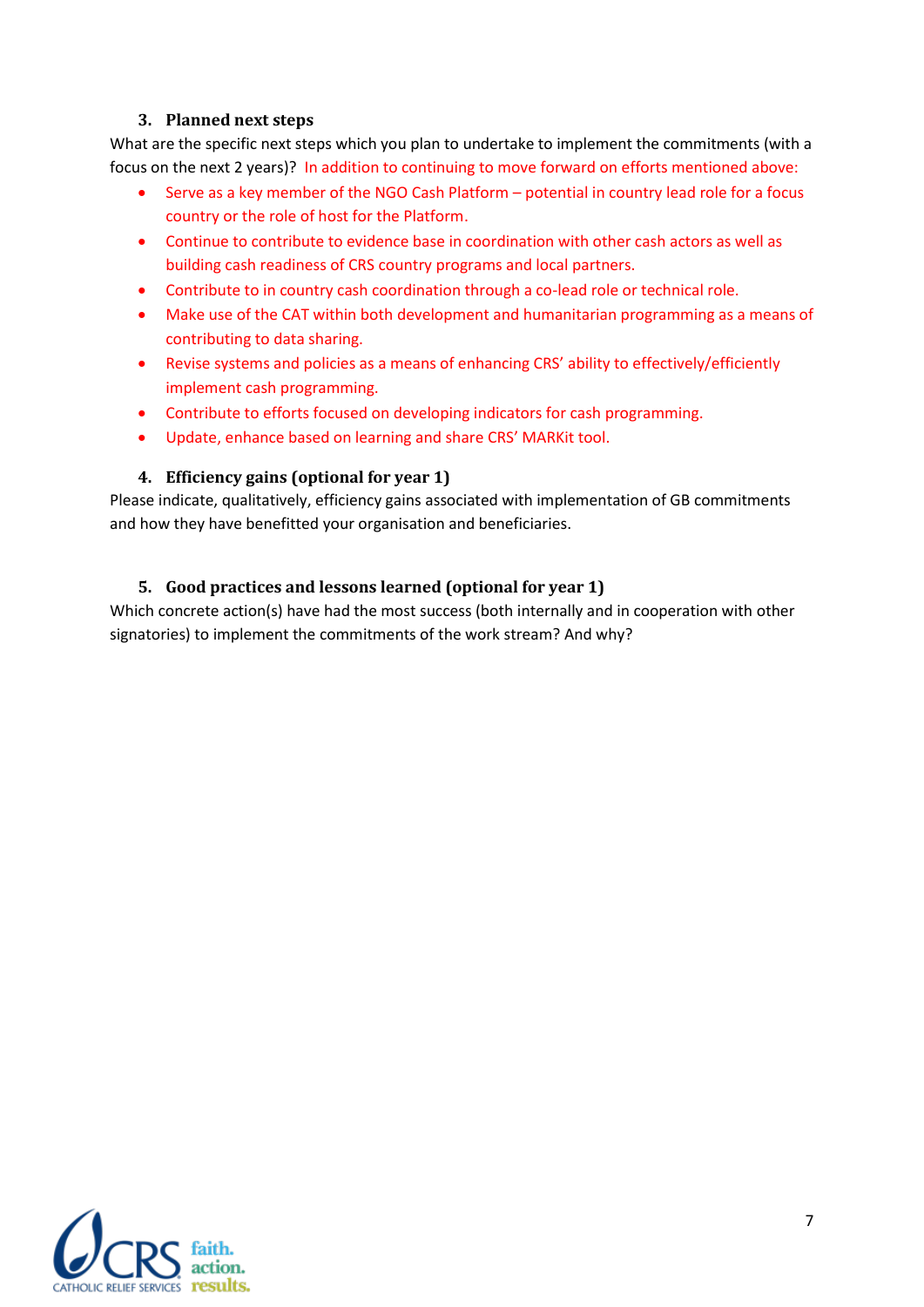### 3. Planned next steps

What are the specific next steps which you plan to undertake to implement the commitments (with a focus on the next 2 years)? In addition to continuing to move forward on efforts mentioned above:

- Serve as a key member of the NGO Cash Platform – potential in country lead role for a focus country or the role of host for the Platform.
- Continue to contribute to evidence base in coordination with other cash actors as well as building cash readiness of CRS country programs and local partners.
- Contribute to in country cash coordination through a co-lead role or technical role.
- Make use of the CAT within both development and humanitarian programming as a means of contributing to data sharing.
- Revise systems and policies as a means of enhancing CRS' ability to effectively/efficiently implement cash programming.
- Contribute to efforts focused on developing indicators for cash programming.
- Update, enhance based on learning and share CRS' MARKit tool.

### 4. Efficiency gains (optional for year 1)

Please indicate, qualitatively, efficiency gains associated with implementation of GB commitments and how they have benefitted your organisation and beneficiaries.

### 5. Good practices and lessons learned (optional for year 1)

Which concrete action(s) have had the most success (both internally and in cooperation with other signatories) to implement the commitments of the work stream? And why?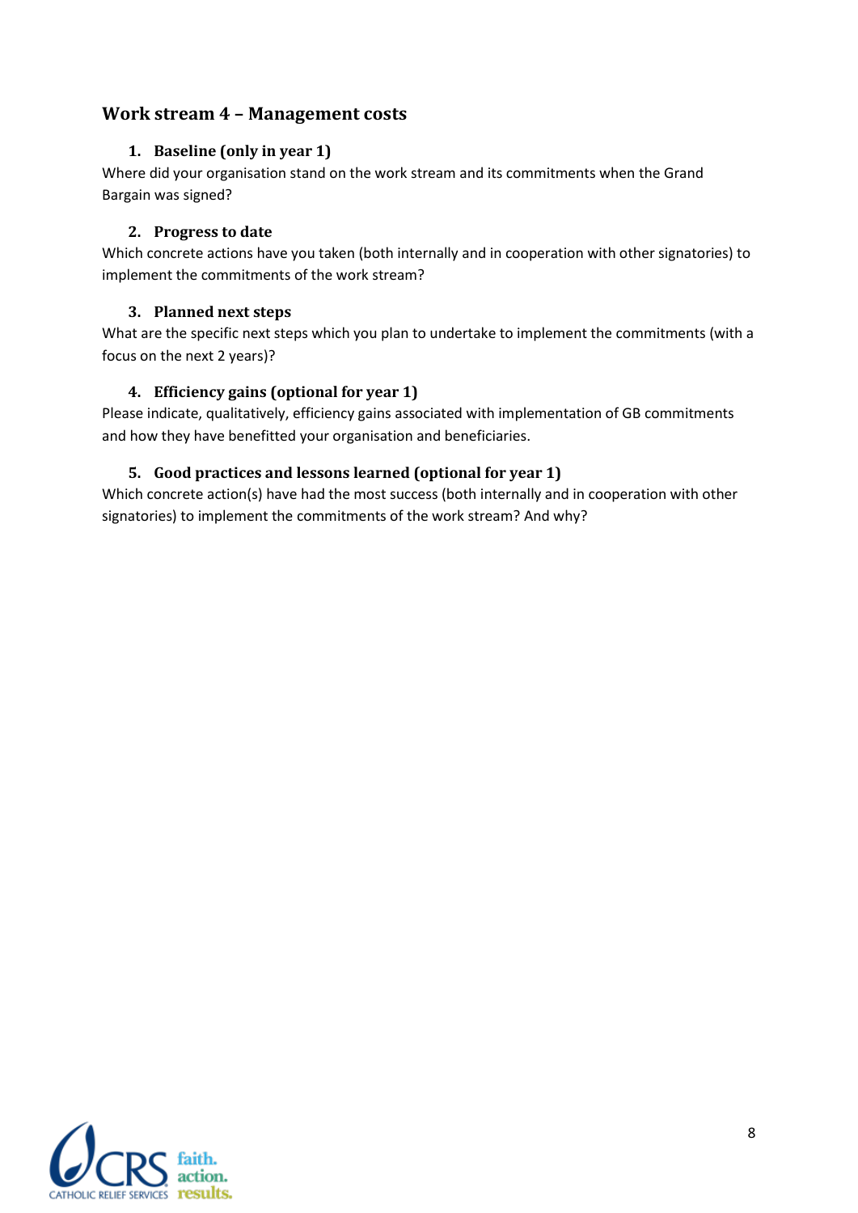## Work stream 4 – Management costs

### 1. Baseline (only in year 1)

Where did your organisation stand on the work stream and its commitments when the Grand Bargain was signed?

### 2. Progress to date

Which concrete actions have you taken (both internally and in cooperation with other signatories) to implement the commitments of the work stream?

### 3. Planned next steps

What are the specific next steps which you plan to undertake to implement the commitments (with a focus on the next 2 years)?

### 4. Efficiency gains (optional for year 1)

Please indicate, qualitatively, efficiency gains associated with implementation of GB commitments and how they have benefitted your organisation and beneficiaries.

### 5. Good practices and lessons learned (optional for year 1)

Which concrete action(s) have had the most success (both internally and in cooperation with other signatories) to implement the commitments of the work stream? And why?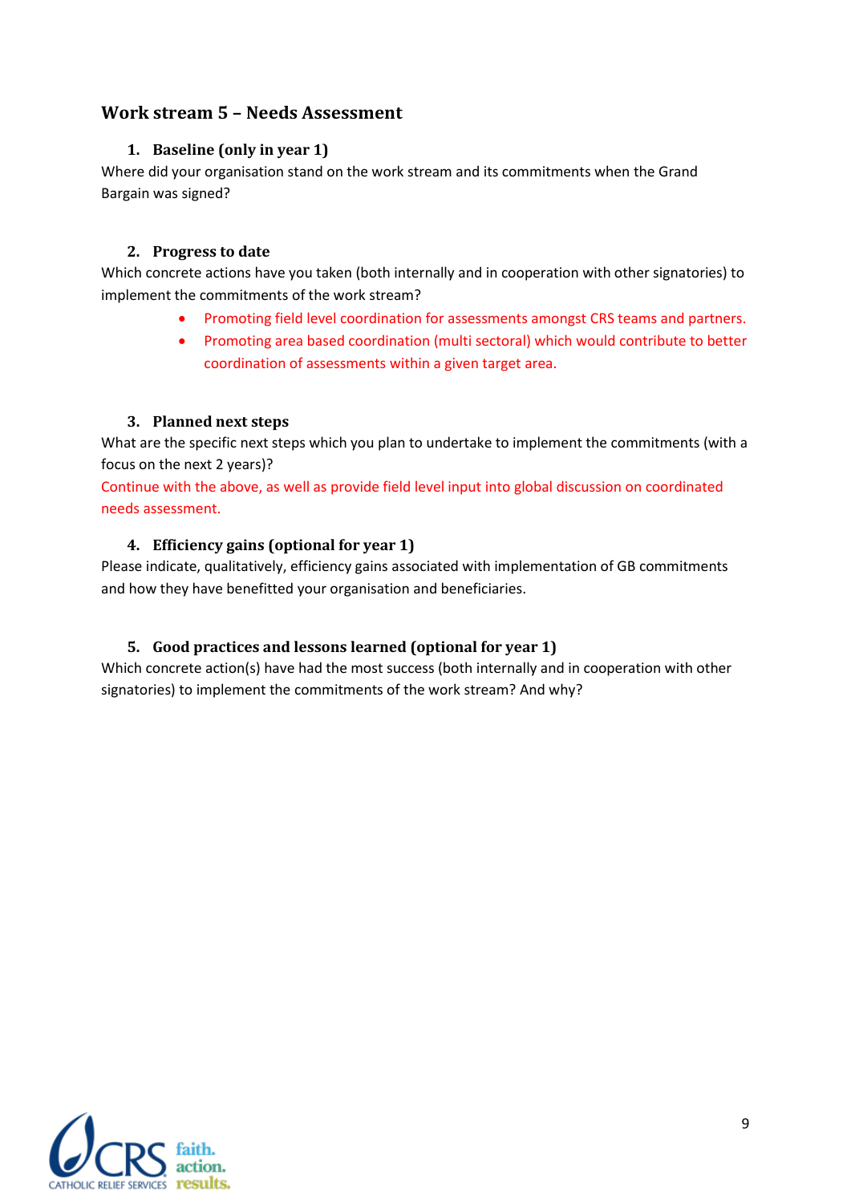## Work stream 5 – Needs Assessment

### 1. Baseline (only in year 1)

Where did your organisation stand on the work stream and its commitments when the Grand Bargain was signed?

### 2. Progress to date

Which concrete actions have you taken (both internally and in cooperation with other signatories) to implement the commitments of the work stream?

- Promoting field level coordination for assessments amongst CRS teams and partners.
- Promoting area based coordination (multi sectoral) which would contribute to better coordination of assessments within a given target area.

### 3. Planned next steps

What are the specific next steps which you plan to undertake to implement the commitments (with a focus on the next 2 years)?

Continue with the above, as well as provide field level input into global discussion on coordinated needs assessment.

### 4. Efficiency gains (optional for year 1)

Please indicate, qualitatively, efficiency gains associated with implementation of GB commitments and how they have benefitted your organisation and beneficiaries.

### 5. Good practices and lessons learned (optional for year 1)

Which concrete action(s) have had the most success (both internally and in cooperation with other signatories) to implement the commitments of the work stream? And why?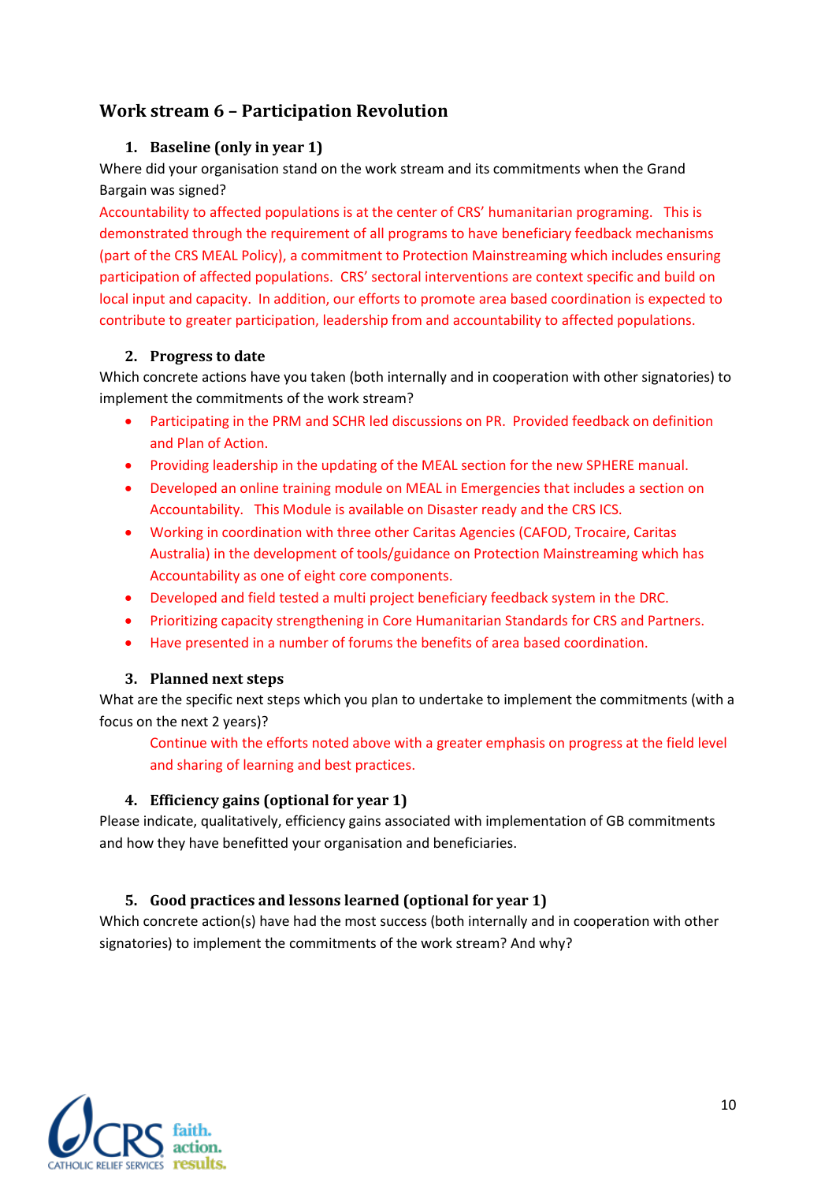## Work stream 6 – Participation Revolution

### 1. Baseline (only in year 1)

Where did your organisation stand on the work stream and its commitments when the Grand Bargain was signed?

Accountability to affected populations is at the center of CRS' humanitarian programing. This is demonstrated through the requirement of all programs to have beneficiary feedback mechanisms (part of the CRS MEAL Policy), a commitment to Protection Mainstreaming which includes ensuring participation of affected populations. CRS' sectoral interventions are context specific and build on local input and capacity. In addition, our efforts to promote area based coordination is expected to contribute to greater participation, leadership from and accountability to affected populations.

### 2. Progress to date

Which concrete actions have you taken (both internally and in cooperation with other signatories) to implement the commitments of the work stream?

- Participating in the PRM and SCHR led discussions on PR. Provided feedback on definition and Plan of Action.
- Providing leadership in the updating of the MEAL section for the new SPHERE manual.
- Developed an online training module on MEAL in Emergencies that includes a section on Accountability. This Module is available on Disaster ready and the CRS ICS.
- Working in coordination with three other Caritas Agencies (CAFOD, Trocaire, Caritas Australia) in the development of tools/guidance on Protection Mainstreaming which has Accountability as one of eight core components.
- Developed and field tested a multi project beneficiary feedback system in the DRC.
- Prioritizing capacity strengthening in Core Humanitarian Standards for CRS and Partners.
- Have presented in a number of forums the benefits of area based coordination.

### 3. Planned next steps

What are the specific next steps which you plan to undertake to implement the commitments (with a focus on the next 2 years)?

Continue with the efforts noted above with a greater emphasis on progress at the field level and sharing of learning and best practices.

### 4. Efficiency gains (optional for year 1)

Please indicate, qualitatively, efficiency gains associated with implementation of GB commitments and how they have benefitted your organisation and beneficiaries.

### 5. Good practices and lessons learned (optional for year 1)

Which concrete action(s) have had the most success (both internally and in cooperation with other signatories) to implement the commitments of the work stream? And why?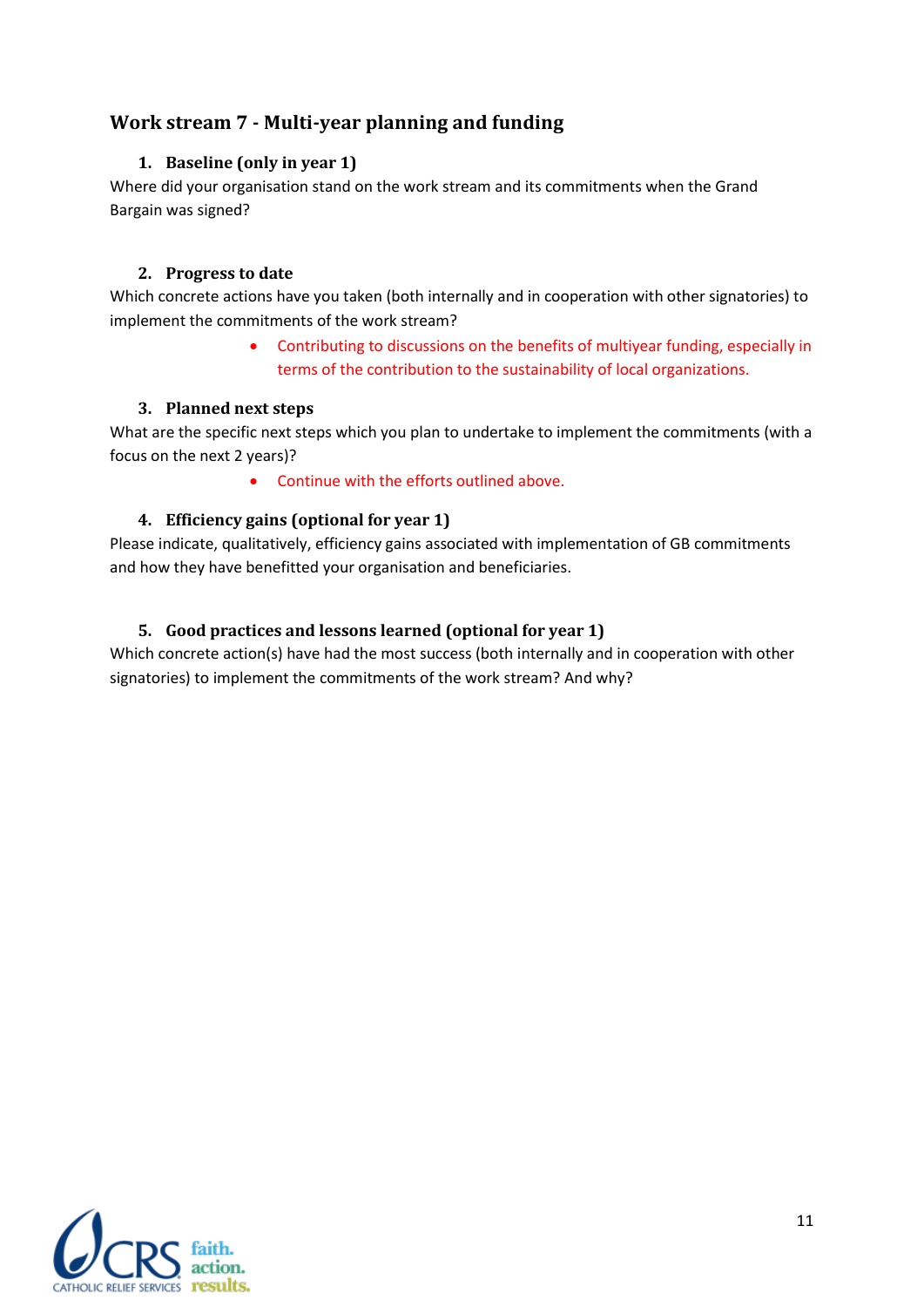## Work stream 7 - Multi-year planning and funding

### 1. Baseline (only in year 1)

Where did your organisation stand on the work stream and its commitments when the Grand Bargain was signed?

### 2. Progress to date

Which concrete actions have you taken (both internally and in cooperation with other signatories) to implement the commitments of the work stream?

- Contributing to discussions on the benefits of multiyear funding, especially in terms of the contribution to the sustainability of local organizations.

### 3. Planned next steps

What are the specific next steps which you plan to undertake to implement the commitments (with a focus on the next 2 years)?

- Continue with the efforts outlined above.

### 4. Efficiency gains (optional for year 1)

Please indicate, qualitatively, efficiency gains associated with implementation of GB commitments and how they have benefitted your organisation and beneficiaries.

### 5. Good practices and lessons learned (optional for year 1)

Which concrete action(s) have had the most success (both internally and in cooperation with other signatories) to implement the commitments of the work stream? And why?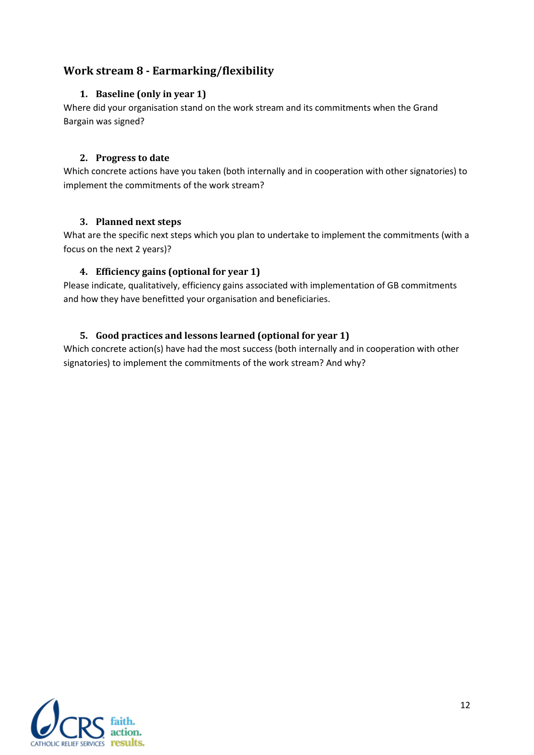## Work stream 8 - Earmarking/flexibility

### 1. Baseline (only in year 1)

Where did your organisation stand on the work stream and its commitments when the Grand Bargain was signed?

### 2. Progress to date

Which concrete actions have you taken (both internally and in cooperation with other signatories) to implement the commitments of the work stream?

### 3. Planned next steps

What are the specific next steps which you plan to undertake to implement the commitments (with a focus on the next 2 years)?

### 4. Efficiency gains (optional for year 1)

Please indicate, qualitatively, efficiency gains associated with implementation of GB commitments and how they have benefitted your organisation and beneficiaries.

### 5. Good practices and lessons learned (optional for year 1)

Which concrete action(s) have had the most success (both internally and in cooperation with other signatories) to implement the commitments of the work stream? And why?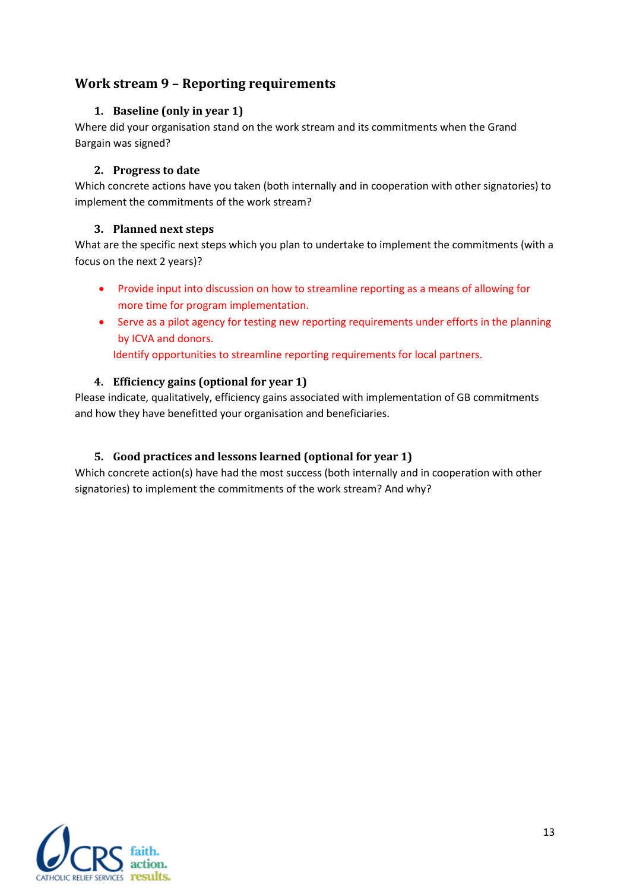## Work stream 9 – Reporting requirements

### 1. Baseline (only in year 1)

Where did your organisation stand on the work stream and its commitments when the Grand Bargain was signed?

### 2. Progress to date

Which concrete actions have you taken (both internally and in cooperation with other signatories) to implement the commitments of the work stream?

### 3. Planned next steps

What are the specific next steps which you plan to undertake to implement the commitments (with a focus on the next 2 years)?

- Provide input into discussion on how to streamline reporting as a means of allowing for more time for program implementation.
- Serve as a pilot agency for testing new reporting requirements under efforts in the planning by ICVA and donors.

  Identify opportunities to streamline reporting requirements for local partners.

### 4. Efficiency gains (optional for year 1)

Please indicate, qualitatively, efficiency gains associated with implementation of GB commitments and how they have benefitted your organisation and beneficiaries.

### 5. Good practices and lessons learned (optional for year 1)

Which concrete action(s) have had the most success (both internally and in cooperation with other signatories) to implement the commitments of the work stream? And why?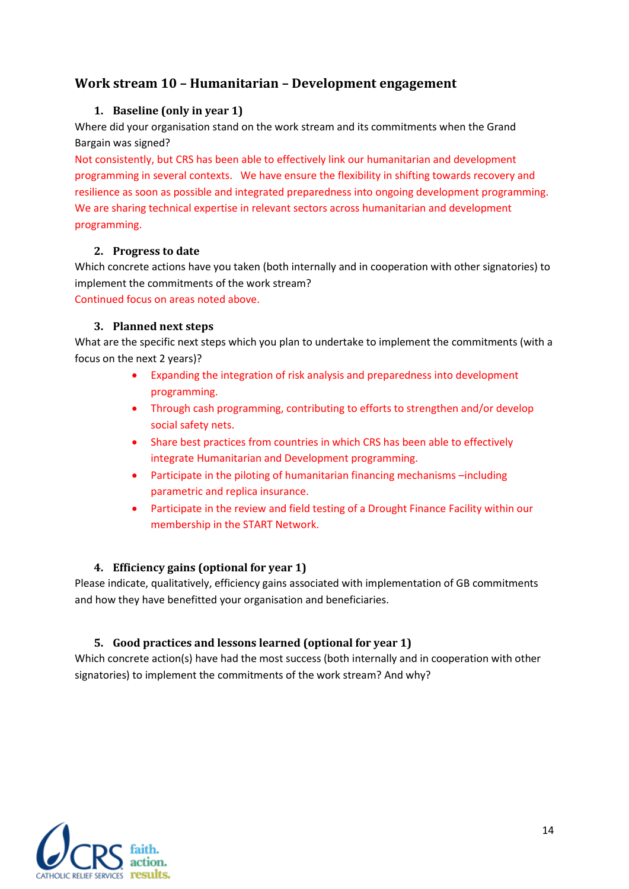## Work stream 10 – Humanitarian – Development engagement

1. **Baseline (only in year 1)**

Where did your organisation stand on the work stream and its commitments when the Grand Bargain was signed?

Not consistently, but CRS has been able to effectively link our humanitarian and development programming in several contexts. We have ensure the flexibility in shifting towards recovery and resilience as soon as possible and integrated preparedness into ongoing development programming. We are sharing technical expertise in relevant sectors across humanitarian and development programming.

2. **Progress to date**

Which concrete actions have you taken (both internally and in cooperation with other signatories) to implement the commitments of the work stream?

Continued focus on areas noted above.

3. **Planned next steps**

What are the specific next steps which you plan to undertake to implement the commitments (with a focus on the next 2 years)?

- Expanding the integration of risk analysis and preparedness into development programming.
- Through cash programming, contributing to efforts to strengthen and/or develop social safety nets.
- Share best practices from countries in which CRS has been able to effectively integrate Humanitarian and Development programming.
- Participate in the piloting of humanitarian financing mechanisms –including parametric and replica insurance.
- Participate in the review and field testing of a Drought Finance Facility within our membership in the START Network.

4. **Efficiency gains (optional for year 1)**

Please indicate, qualitatively, efficiency gains associated with implementation of GB commitments and how they have benefitted your organisation and beneficiaries.

5. **Good practices and lessons learned (optional for year 1)**

Which concrete action(s) have had the most success (both internally and in cooperation with other signatories) to implement the commitments of the work stream? And why?

CRS CATHOLIC RELIEF SERVICES faith. action. results.